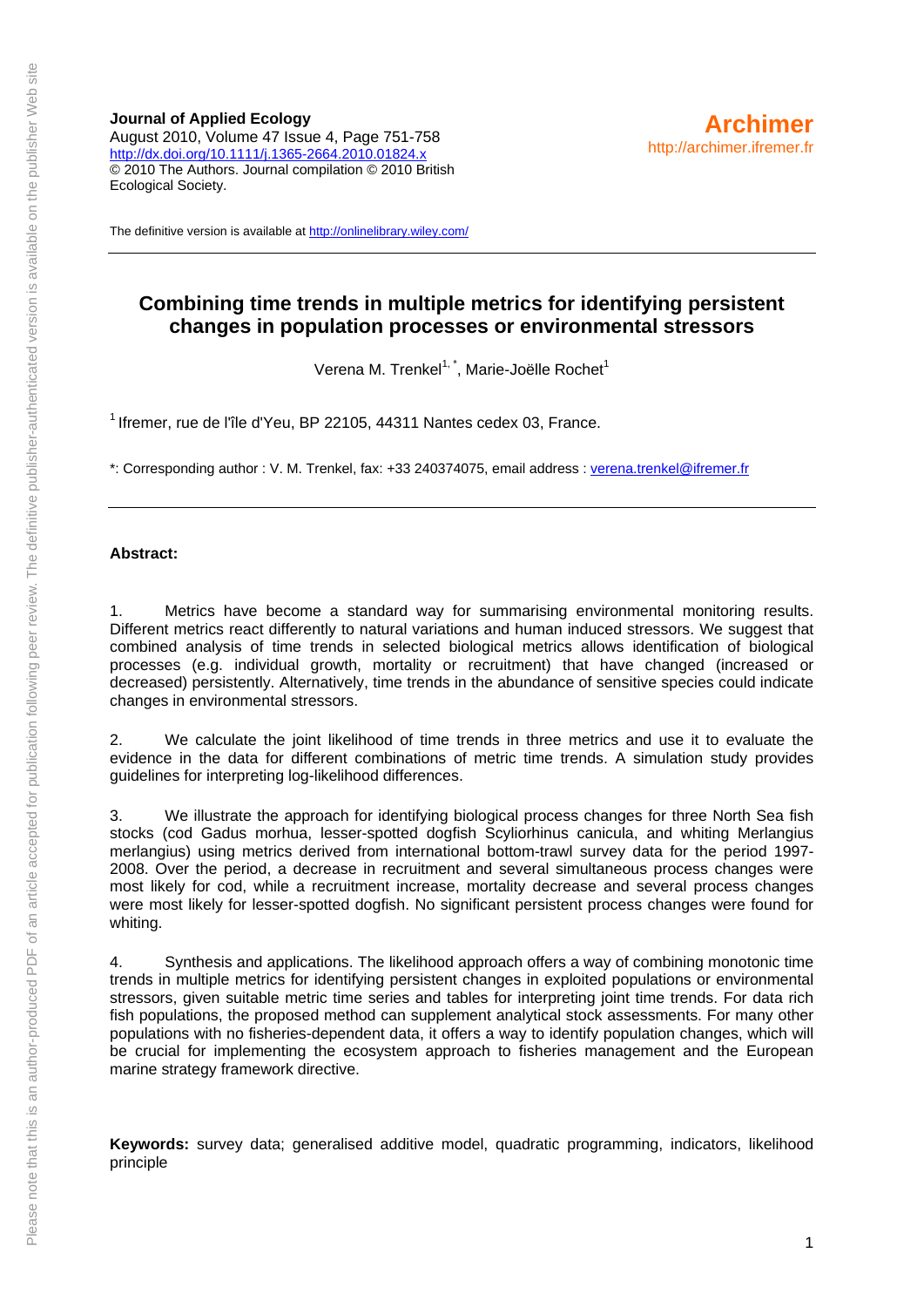**Journal of Applied Ecology**
August 2010, Volume 47 Issue 4, Page 751-758
http://dx.doi.org/10.1111/j.1365-2664.2010.01824.x
© 2010 The Authors. Journal compilation © 2010 British Ecological Society.

**Archimer**
http://archimer.ifremer.fr

The definitive version is available at http://onlinelibrary.wiley.com/

---

# Combining time trends in multiple metrics for identifying persistent changes in population processes or environmental stressors

Verena M. Trenkel[1,*], Marie-Joëlle Rochet[1]

[1] Ifremer, rue de l'île d'Yeu, BP 22105, 44311 Nantes cedex 03, France.

*: Corresponding author : V. M. Trenkel, fax: +33 240374075, email address : verena.trenkel@ifremer.fr

---

**Abstract:**

1. Metrics have become a standard way for summarising environmental monitoring results. Different metrics react differently to natural variations and human induced stressors. We suggest that combined analysis of time trends in selected biological metrics allows identification of biological processes (e.g. individual growth, mortality or recruitment) that have changed (increased or decreased) persistently. Alternatively, time trends in the abundance of sensitive species could indicate changes in environmental stressors.

2. We calculate the joint likelihood of time trends in three metrics and use it to evaluate the evidence in the data for different combinations of metric time trends. A simulation study provides guidelines for interpreting log-likelihood differences.

3. We illustrate the approach for identifying biological process changes for three North Sea fish stocks (cod Gadus morhua, lesser-spotted dogfish Scyliorhinus canicula, and whiting Merlangius merlangius) using metrics derived from international bottom-trawl survey data for the period 1997-2008. Over the period, a decrease in recruitment and several simultaneous process changes were most likely for cod, while a recruitment increase, mortality decrease and several process changes were most likely for lesser-spotted dogfish. No significant persistent process changes were found for whiting.

4. Synthesis and applications. The likelihood approach offers a way of combining monotonic time trends in multiple metrics for identifying persistent changes in exploited populations or environmental stressors, given suitable metric time series and tables for interpreting joint time trends. For data rich fish populations, the proposed method can supplement analytical stock assessments. For many other populations with no fisheries-dependent data, it offers a way to identify population changes, which will be crucial for implementing the ecosystem approach to fisheries management and the European marine strategy framework directive.

**Keywords:** survey data; generalised additive model, quadratic programming, indicators, likelihood principle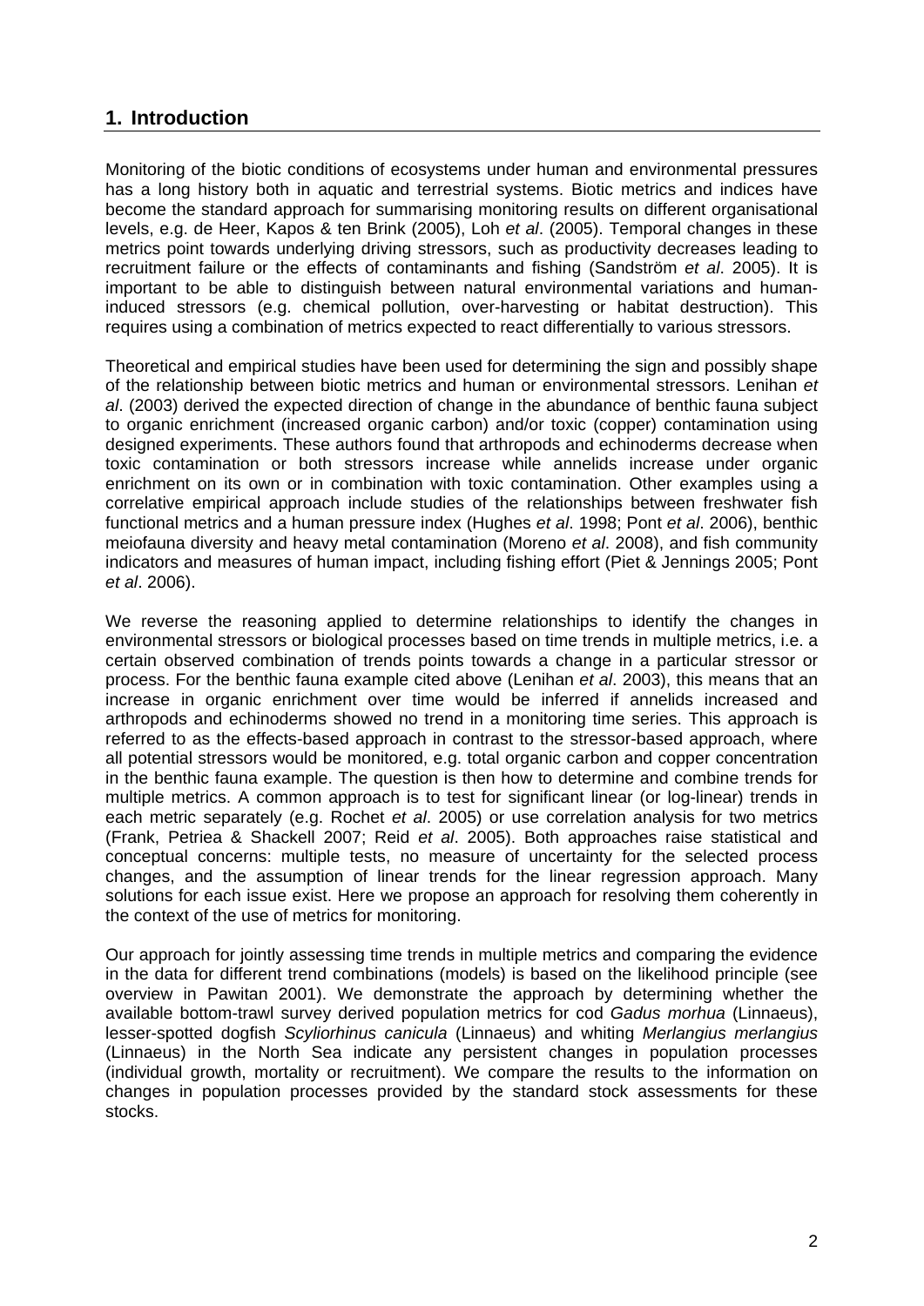## 1. Introduction

Monitoring of the biotic conditions of ecosystems under human and environmental pressures has a long history both in aquatic and terrestrial systems. Biotic metrics and indices have become the standard approach for summarising monitoring results on different organisational levels, e.g. de Heer, Kapos & ten Brink (2005), Loh *et al*. (2005). Temporal changes in these metrics point towards underlying driving stressors, such as productivity decreases leading to recruitment failure or the effects of contaminants and fishing (Sandström *et al*. 2005). It is important to be able to distinguish between natural environmental variations and human-induced stressors (e.g. chemical pollution, over-harvesting or habitat destruction). This requires using a combination of metrics expected to react differentially to various stressors.

Theoretical and empirical studies have been used for determining the sign and possibly shape of the relationship between biotic metrics and human or environmental stressors. Lenihan *et al*. (2003) derived the expected direction of change in the abundance of benthic fauna subject to organic enrichment (increased organic carbon) and/or toxic (copper) contamination using designed experiments. These authors found that arthropods and echinoderms decrease when toxic contamination or both stressors increase while annelids increase under organic enrichment on its own or in combination with toxic contamination. Other examples using a correlative empirical approach include studies of the relationships between freshwater fish functional metrics and a human pressure index (Hughes *et al*. 1998; Pont *et al*. 2006), benthic meiofauna diversity and heavy metal contamination (Moreno *et al*. 2008), and fish community indicators and measures of human impact, including fishing effort (Piet & Jennings 2005; Pont *et al*. 2006).

We reverse the reasoning applied to determine relationships to identify the changes in environmental stressors or biological processes based on time trends in multiple metrics, i.e. a certain observed combination of trends points towards a change in a particular stressor or process. For the benthic fauna example cited above (Lenihan *et al*. 2003), this means that an increase in organic enrichment over time would be inferred if annelids increased and arthropods and echinoderms showed no trend in a monitoring time series. This approach is referred to as the effects-based approach in contrast to the stressor-based approach, where all potential stressors would be monitored, e.g. total organic carbon and copper concentration in the benthic fauna example. The question is then how to determine and combine trends for multiple metrics. A common approach is to test for significant linear (or log-linear) trends in each metric separately (e.g. Rochet *et al*. 2005) or use correlation analysis for two metrics (Frank, Petriea & Shackell 2007; Reid *et al*. 2005). Both approaches raise statistical and conceptual concerns: multiple tests, no measure of uncertainty for the selected process changes, and the assumption of linear trends for the linear regression approach. Many solutions for each issue exist. Here we propose an approach for resolving them coherently in the context of the use of metrics for monitoring.

Our approach for jointly assessing time trends in multiple metrics and comparing the evidence in the data for different trend combinations (models) is based on the likelihood principle (see overview in Pawitan 2001). We demonstrate the approach by determining whether the available bottom-trawl survey derived population metrics for cod *Gadus morhua* (Linnaeus), lesser-spotted dogfish *Scyliorhinus canicula* (Linnaeus) and whiting *Merlangius merlangius* (Linnaeus) in the North Sea indicate any persistent changes in population processes (individual growth, mortality or recruitment). We compare the results to the information on changes in population processes provided by the standard stock assessments for these stocks.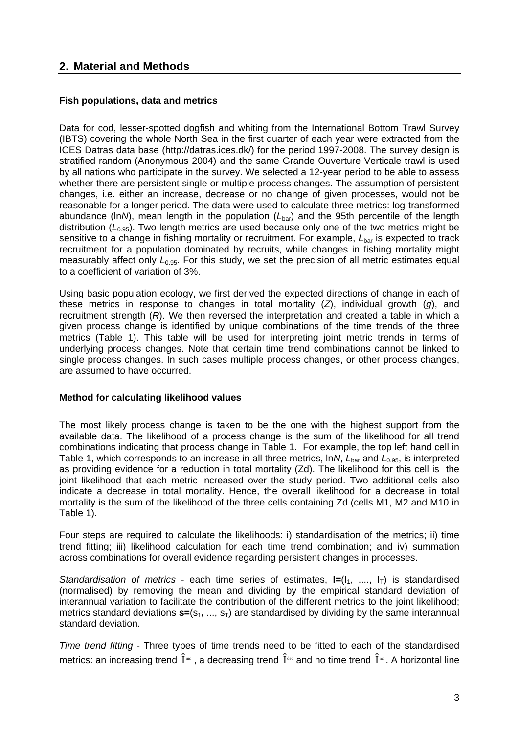## 2. Material and Methods

### Fish populations, data and metrics

Data for cod, lesser-spotted dogfish and whiting from the International Bottom Trawl Survey (IBTS) covering the whole North Sea in the first quarter of each year were extracted from the ICES Datras data base (http://datras.ices.dk/) for the period 1997-2008. The survey design is stratified random (Anonymous 2004) and the same Grande Ouverture Verticale trawl is used by all nations who participate in the survey. We selected a 12-year period to be able to assess whether there are persistent single or multiple process changes. The assumption of persistent changes, i.e. either an increase, decrease or no change of given processes, would not be reasonable for a longer period. The data were used to calculate three metrics: log-transformed abundance (ln*N*), mean length in the population ($L_{\mathrm{bar}}$) and the 95th percentile of the length distribution ($L_{0.95}$). Two length metrics are used because only one of the two metrics might be sensitive to a change in fishing mortality or recruitment. For example, $L_{\mathrm{bar}}$ is expected to track recruitment for a population dominated by recruits, while changes in fishing mortality might measurably affect only $L_{0.95}$. For this study, we set the precision of all metric estimates equal to a coefficient of variation of 3%.

Using basic population ecology, we first derived the expected directions of change in each of these metrics in response to changes in total mortality (*Z*), individual growth (*g*), and recruitment strength (*R*). We then reversed the interpretation and created a table in which a given process change is identified by unique combinations of the time trends of the three metrics (Table 1). This table will be used for interpreting joint metric trends in terms of underlying process changes. Note that certain time trend combinations cannot be linked to single process changes. In such cases multiple process changes, or other process changes, are assumed to have occurred.

### Method for calculating likelihood values

The most likely process change is taken to be the one with the highest support from the available data. The likelihood of a process change is the sum of the likelihood for all trend combinations indicating that process change in Table 1. For example, the top left hand cell in Table 1, which corresponds to an increase in all three metrics, ln*N*, $L_{\mathrm{bar}}$ and $L_{0.95}$, is interpreted as providing evidence for a reduction in total mortality (Zd). The likelihood for this cell is the joint likelihood that each metric increased over the study period. Two additional cells also indicate a decrease in total mortality. Hence, the overall likelihood for a decrease in total mortality is the sum of the likelihood of the three cells containing Zd (cells M1, M2 and M10 in Table 1).

Four steps are required to calculate the likelihoods: i) standardisation of the metrics; ii) time trend fitting; iii) likelihood calculation for each time trend combination; and iv) summation across combinations for overall evidence regarding persistent changes in processes.

*Standardisation of metrics* - each time series of estimates, $\mathbf{I}=(I_1, \ldots, I_T)$ is standardised (normalised) by removing the mean and dividing by the empirical standard deviation of interannual variation to facilitate the contribution of the different metrics to the joint likelihood; metrics standard deviations $\mathbf{s}=(s_1, \ldots, s_T)$ are standardised by dividing by the same interannual standard deviation.

*Time trend fitting* - Three types of time trends need to be fitted to each of the standardised metrics: an increasing trend $\hat{I}^{inc}$, a decreasing trend $\hat{I}^{dec}$ and no time trend $\hat{I}^{nc}$. A horizontal line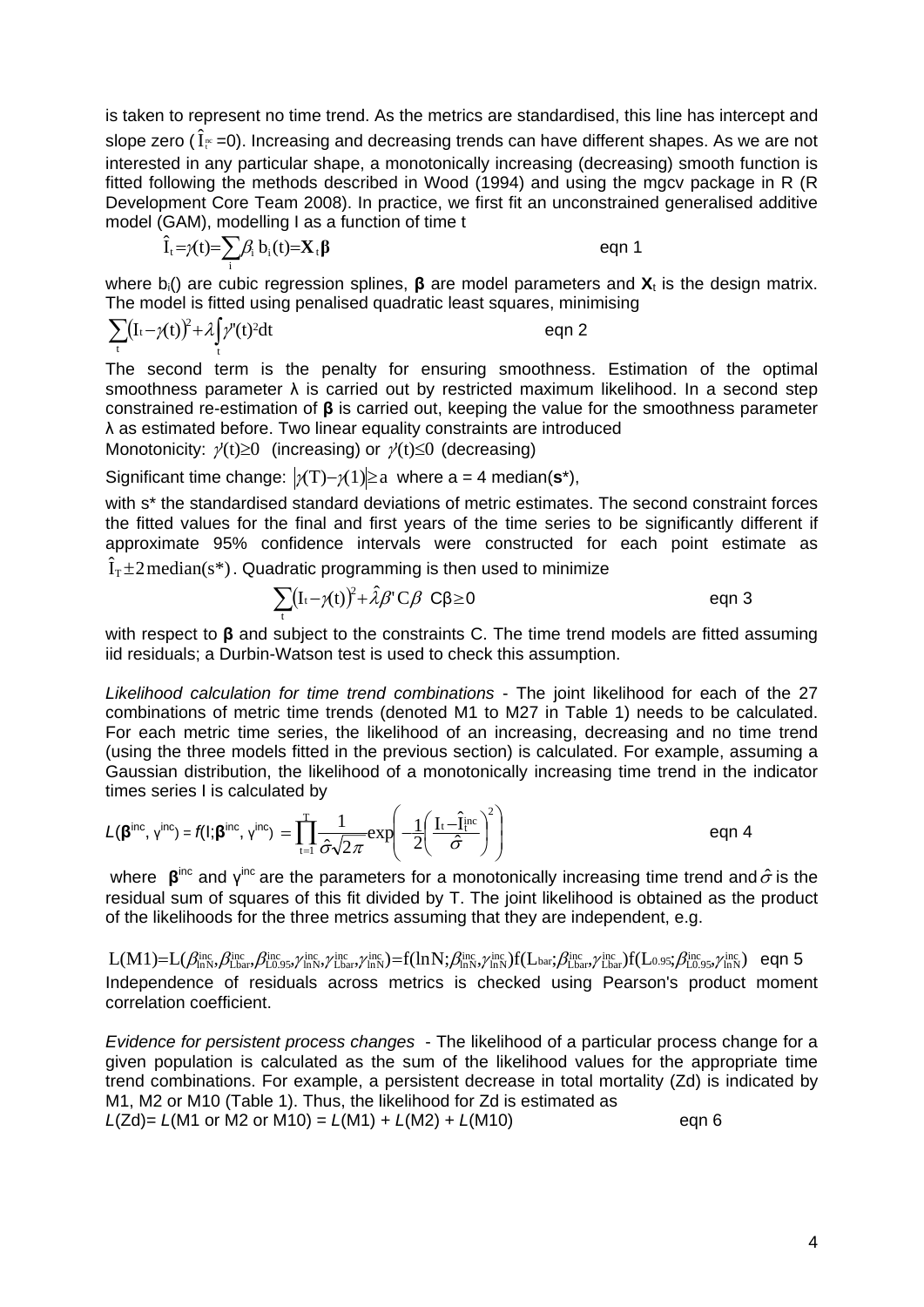is taken to represent no time trend. As the metrics are standardised, this line has intercept and slope zero ($\hat{I}_t^{nc}=0$). Increasing and decreasing trends can have different shapes. As we are not interested in any particular shape, a monotonically increasing (decreasing) smooth function is fitted following the methods described in Wood (1994) and using the mgcv package in R (R Development Core Team 2008). In practice, we first fit an unconstrained generalised additive model (GAM), modelling I as a function of time t

$$\hat{I}_t = \gamma(t) = \sum_i \beta_i \, b_i(t) = \mathbf{X}_t \boldsymbol{\beta} \qquad \text{eqn 1}$$

where $b_i()$ are cubic regression splines, $\boldsymbol{\beta}$ are model parameters and $\mathbf{X}_t$ is the design matrix. The model is fitted using penalised quadratic least squares, minimising

$$\sum_t \left(I_t - \gamma(t)\right)^2 + \lambda \int_t \gamma''(t)^2 dt \qquad \text{eqn 2}$$

The second term is the penalty for ensuring smoothness. Estimation of the optimal smoothness parameter λ is carried out by restricted maximum likelihood. In a second step constrained re-estimation of $\boldsymbol{\beta}$ is carried out, keeping the value for the smoothness parameter λ as estimated before. Two linear equality constraints are introduced

Monotonicity: $\gamma'(t) \geq 0$ (increasing) or $\gamma'(t) \leq 0$ (decreasing)

Significant time change: $|\gamma(T) - \gamma(1)| \geq a$ where a = 4 median($\mathbf{s}^*$),

with s* the standardised standard deviations of metric estimates. The second constraint forces the fitted values for the final and first years of the time series to be significantly different if approximate 95% confidence intervals were constructed for each point estimate as $\hat{I}_T \pm 2\,\text{median}(s^*)$. Quadratic programming is then used to minimize

$$\sum_t \left(I_t - \gamma(t)\right)^2 + \hat{\lambda}\beta' C \beta \quad C\beta \geq 0 \qquad \text{eqn 3}$$

with respect to $\boldsymbol{\beta}$ and subject to the constraints C. The time trend models are fitted assuming iid residuals; a Durbin-Watson test is used to check this assumption.

*Likelihood calculation for time trend combinations* - The joint likelihood for each of the 27 combinations of metric time trends (denoted M1 to M27 in Table 1) needs to be calculated. For each metric time series, the likelihood of an increasing, decreasing and no time trend (using the three models fitted in the previous section) is calculated. For example, assuming a Gaussian distribution, the likelihood of a monotonically increasing time trend in the indicator times series I is calculated by

$$L(\boldsymbol{\beta}^{inc}, \gamma^{inc}) = f(I; \boldsymbol{\beta}^{inc}, \gamma^{inc}) = \prod_{t=1}^{T} \frac{1}{\hat{\sigma}\sqrt{2\pi}} \exp\left(-\frac{1}{2}\left(\frac{I_t - \hat{I}_t^{inc}}{\hat{\sigma}}\right)^2\right) \qquad \text{eqn 4}$$

where $\boldsymbol{\beta}^{inc}$ and $\gamma^{inc}$ are the parameters for a monotonically increasing time trend and $\hat{\sigma}$ is the residual sum of squares of this fit divided by T. The joint likelihood is obtained as the product of the likelihoods for the three metrics assuming that they are independent, e.g.

$$L(M1) = L(\beta_{lnN}^{inc}, \beta_{Lbar}^{inc}, \beta_{L0.95}^{inc}, \gamma_{lnN}^{inc}, \gamma_{Lbar}^{inc}, \gamma_{lnN}^{inc}) = f(\ln N; \beta_{lnN}^{inc}, \gamma_{lnN}^{inc}) f(L_{bar}; \beta_{Lbar}^{inc}, \gamma_{Lbar}^{inc}) f(L_{0.95}; \beta_{L0.95}^{inc}, \gamma_{lnN}^{inc}) \quad \text{eqn 5}$$

Independence of residuals across metrics is checked using Pearson's product moment correlation coefficient.

*Evidence for persistent process changes* - The likelihood of a particular process change for a given population is calculated as the sum of the likelihood values for the appropriate time trend combinations. For example, a persistent decrease in total mortality (Zd) is indicated by M1, M2 or M10 (Table 1). Thus, the likelihood for Zd is estimated as

$$L(\text{Zd}) = L(\text{M1 or M2 or M10}) = L(\text{M1}) + L(\text{M2}) + L(\text{M10}) \qquad \text{eqn 6}$$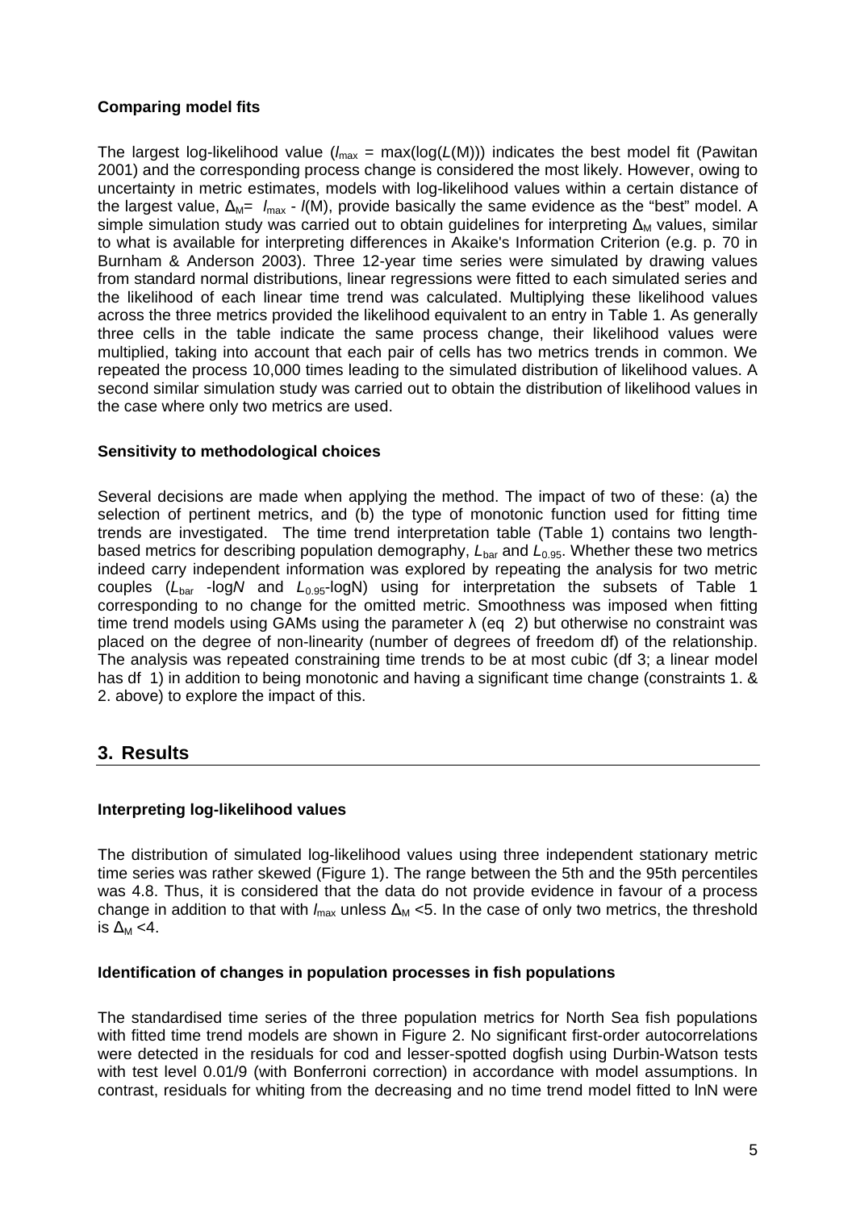**Comparing model fits**

The largest log-likelihood value ($l_{max}$ = max(log($L$(M))) indicates the best model fit (Pawitan 2001) and the corresponding process change is considered the most likely. However, owing to uncertainty in metric estimates, models with log-likelihood values within a certain distance of the largest value, $\Delta_M = l_{max} - l(M)$, provide basically the same evidence as the "best" model. A simple simulation study was carried out to obtain guidelines for interpreting $\Delta_M$ values, similar to what is available for interpreting differences in Akaike's Information Criterion (e.g. p. 70 in Burnham & Anderson 2003). Three 12-year time series were simulated by drawing values from standard normal distributions, linear regressions were fitted to each simulated series and the likelihood of each linear time trend was calculated. Multiplying these likelihood values across the three metrics provided the likelihood equivalent to an entry in Table 1. As generally three cells in the table indicate the same process change, their likelihood values were multiplied, taking into account that each pair of cells has two metrics trends in common. We repeated the process 10,000 times leading to the simulated distribution of likelihood values. A second similar simulation study was carried out to obtain the distribution of likelihood values in the case where only two metrics are used.

**Sensitivity to methodological choices**

Several decisions are made when applying the method. The impact of two of these: (a) the selection of pertinent metrics, and (b) the type of monotonic function used for fitting time trends are investigated. The time trend interpretation table (Table 1) contains two length-based metrics for describing population demography, $L_{bar}$ and $L_{0.95}$. Whether these two metrics indeed carry independent information was explored by repeating the analysis for two metric couples ($L_{bar}$ -log$N$ and $L_{0.95}$-logN) using for interpretation the subsets of Table 1 corresponding to no change for the omitted metric. Smoothness was imposed when fitting time trend models using GAMs using the parameter λ (eq 2) but otherwise no constraint was placed on the degree of non-linearity (number of degrees of freedom df) of the relationship. The analysis was repeated constraining time trends to be at most cubic (df 3; a linear model has df 1) in addition to being monotonic and having a significant time change (constraints 1. & 2. above) to explore the impact of this.

## 3. Results

**Interpreting log-likelihood values**

The distribution of simulated log-likelihood values using three independent stationary metric time series was rather skewed (Figure 1). The range between the 5th and the 95th percentiles was 4.8. Thus, it is considered that the data do not provide evidence in favour of a process change in addition to that with $l_{max}$ unless $\Delta_M$ <5. In the case of only two metrics, the threshold is $\Delta_M$ <4.

**Identification of changes in population processes in fish populations**

The standardised time series of the three population metrics for North Sea fish populations with fitted time trend models are shown in Figure 2. No significant first-order autocorrelations were detected in the residuals for cod and lesser-spotted dogfish using Durbin-Watson tests with test level 0.01/9 (with Bonferroni correction) in accordance with model assumptions. In contrast, residuals for whiting from the decreasing and no time trend model fitted to lnN were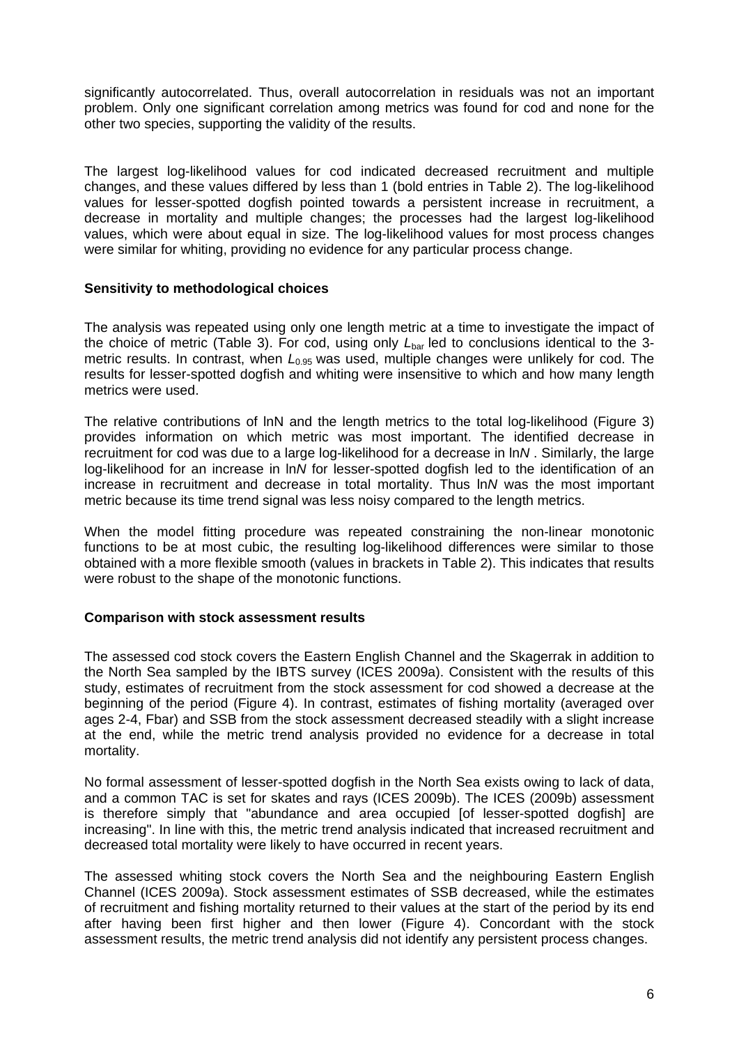significantly autocorrelated. Thus, overall autocorrelation in residuals was not an important problem. Only one significant correlation among metrics was found for cod and none for the other two species, supporting the validity of the results.

The largest log-likelihood values for cod indicated decreased recruitment and multiple changes, and these values differed by less than 1 (bold entries in Table 2). The log-likelihood values for lesser-spotted dogfish pointed towards a persistent increase in recruitment, a decrease in mortality and multiple changes; the processes had the largest log-likelihood values, which were about equal in size. The log-likelihood values for most process changes were similar for whiting, providing no evidence for any particular process change.

**Sensitivity to methodological choices**

The analysis was repeated using only one length metric at a time to investigate the impact of the choice of metric (Table 3). For cod, using only $L_{bar}$ led to conclusions identical to the 3-metric results. In contrast, when $L_{0.95}$ was used, multiple changes were unlikely for cod. The results for lesser-spotted dogfish and whiting were insensitive to which and how many length metrics were used.

The relative contributions of lnN and the length metrics to the total log-likelihood (Figure 3) provides information on which metric was most important. The identified decrease in recruitment for cod was due to a large log-likelihood for a decrease in ln*N* . Similarly, the large log-likelihood for an increase in ln*N* for lesser-spotted dogfish led to the identification of an increase in recruitment and decrease in total mortality. Thus ln*N* was the most important metric because its time trend signal was less noisy compared to the length metrics.

When the model fitting procedure was repeated constraining the non-linear monotonic functions to be at most cubic, the resulting log-likelihood differences were similar to those obtained with a more flexible smooth (values in brackets in Table 2). This indicates that results were robust to the shape of the monotonic functions.

**Comparison with stock assessment results**

The assessed cod stock covers the Eastern English Channel and the Skagerrak in addition to the North Sea sampled by the IBTS survey (ICES 2009a). Consistent with the results of this study, estimates of recruitment from the stock assessment for cod showed a decrease at the beginning of the period (Figure 4). In contrast, estimates of fishing mortality (averaged over ages 2-4, Fbar) and SSB from the stock assessment decreased steadily with a slight increase at the end, while the metric trend analysis provided no evidence for a decrease in total mortality.

No formal assessment of lesser-spotted dogfish in the North Sea exists owing to lack of data, and a common TAC is set for skates and rays (ICES 2009b). The ICES (2009b) assessment is therefore simply that "abundance and area occupied [of lesser-spotted dogfish] are increasing". In line with this, the metric trend analysis indicated that increased recruitment and decreased total mortality were likely to have occurred in recent years.

The assessed whiting stock covers the North Sea and the neighbouring Eastern English Channel (ICES 2009a). Stock assessment estimates of SSB decreased, while the estimates of recruitment and fishing mortality returned to their values at the start of the period by its end after having been first higher and then lower (Figure 4). Concordant with the stock assessment results, the metric trend analysis did not identify any persistent process changes.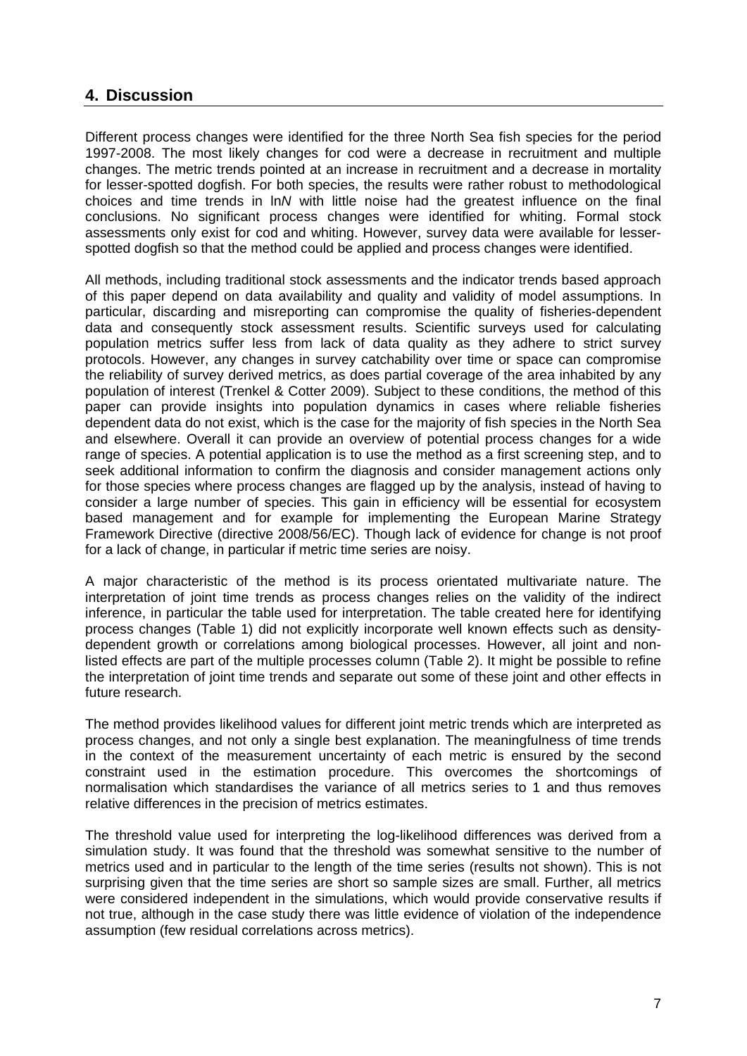## 4. Discussion

Different process changes were identified for the three North Sea fish species for the period 1997-2008. The most likely changes for cod were a decrease in recruitment and multiple changes. The metric trends pointed at an increase in recruitment and a decrease in mortality for lesser-spotted dogfish. For both species, the results were rather robust to methodological choices and time trends in ln*N* with little noise had the greatest influence on the final conclusions. No significant process changes were identified for whiting. Formal stock assessments only exist for cod and whiting. However, survey data were available for lesser-spotted dogfish so that the method could be applied and process changes were identified.

All methods, including traditional stock assessments and the indicator trends based approach of this paper depend on data availability and quality and validity of model assumptions. In particular, discarding and misreporting can compromise the quality of fisheries-dependent data and consequently stock assessment results. Scientific surveys used for calculating population metrics suffer less from lack of data quality as they adhere to strict survey protocols. However, any changes in survey catchability over time or space can compromise the reliability of survey derived metrics, as does partial coverage of the area inhabited by any population of interest (Trenkel & Cotter 2009). Subject to these conditions, the method of this paper can provide insights into population dynamics in cases where reliable fisheries dependent data do not exist, which is the case for the majority of fish species in the North Sea and elsewhere. Overall it can provide an overview of potential process changes for a wide range of species. A potential application is to use the method as a first screening step, and to seek additional information to confirm the diagnosis and consider management actions only for those species where process changes are flagged up by the analysis, instead of having to consider a large number of species. This gain in efficiency will be essential for ecosystem based management and for example for implementing the European Marine Strategy Framework Directive (directive 2008/56/EC). Though lack of evidence for change is not proof for a lack of change, in particular if metric time series are noisy.

A major characteristic of the method is its process orientated multivariate nature. The interpretation of joint time trends as process changes relies on the validity of the indirect inference, in particular the table used for interpretation. The table created here for identifying process changes (Table 1) did not explicitly incorporate well known effects such as density-dependent growth or correlations among biological processes. However, all joint and non-listed effects are part of the multiple processes column (Table 2). It might be possible to refine the interpretation of joint time trends and separate out some of these joint and other effects in future research.

The method provides likelihood values for different joint metric trends which are interpreted as process changes, and not only a single best explanation. The meaningfulness of time trends in the context of the measurement uncertainty of each metric is ensured by the second constraint used in the estimation procedure. This overcomes the shortcomings of normalisation which standardises the variance of all metrics series to 1 and thus removes relative differences in the precision of metrics estimates.

The threshold value used for interpreting the log-likelihood differences was derived from a simulation study. It was found that the threshold was somewhat sensitive to the number of metrics used and in particular to the length of the time series (results not shown). This is not surprising given that the time series are short so sample sizes are small. Further, all metrics were considered independent in the simulations, which would provide conservative results if not true, although in the case study there was little evidence of violation of the independence assumption (few residual correlations across metrics).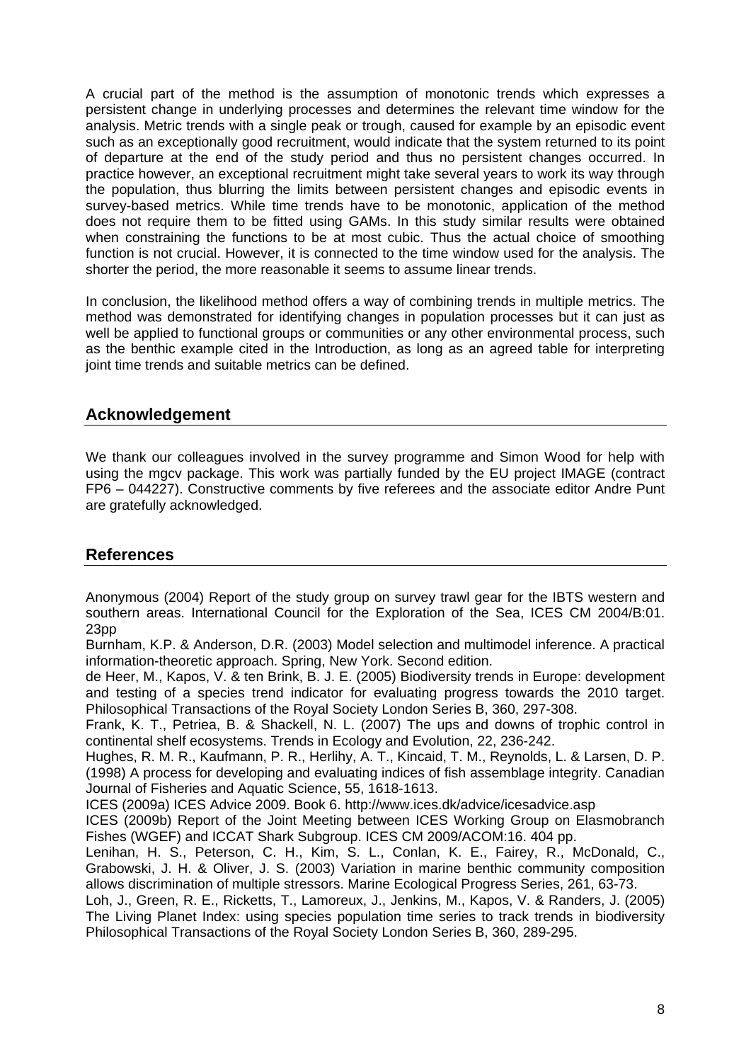A crucial part of the method is the assumption of monotonic trends which expresses a persistent change in underlying processes and determines the relevant time window for the analysis. Metric trends with a single peak or trough, caused for example by an episodic event such as an exceptionally good recruitment, would indicate that the system returned to its point of departure at the end of the study period and thus no persistent changes occurred. In practice however, an exceptional recruitment might take several years to work its way through the population, thus blurring the limits between persistent changes and episodic events in survey-based metrics. While time trends have to be monotonic, application of the method does not require them to be fitted using GAMs. In this study similar results were obtained when constraining the functions to be at most cubic. Thus the actual choice of smoothing function is not crucial. However, it is connected to the time window used for the analysis. The shorter the period, the more reasonable it seems to assume linear trends.

In conclusion, the likelihood method offers a way of combining trends in multiple metrics. The method was demonstrated for identifying changes in population processes but it can just as well be applied to functional groups or communities or any other environmental process, such as the benthic example cited in the Introduction, as long as an agreed table for interpreting joint time trends and suitable metrics can be defined.

## Acknowledgement

We thank our colleagues involved in the survey programme and Simon Wood for help with using the mgcv package. This work was partially funded by the EU project IMAGE (contract FP6 – 044227). Constructive comments by five referees and the associate editor Andre Punt are gratefully acknowledged.

## References

Anonymous (2004) Report of the study group on survey trawl gear for the IBTS western and southern areas. International Council for the Exploration of the Sea, ICES CM 2004/B:01. 23pp

Burnham, K.P. & Anderson, D.R. (2003) Model selection and multimodel inference. A practical information-theoretic approach. Spring, New York. Second edition.

de Heer, M., Kapos, V. & ten Brink, B. J. E. (2005) Biodiversity trends in Europe: development and testing of a species trend indicator for evaluating progress towards the 2010 target. Philosophical Transactions of the Royal Society London Series B, 360, 297-308.

Frank, K. T., Petriea, B. & Shackell, N. L. (2007) The ups and downs of trophic control in continental shelf ecosystems. Trends in Ecology and Evolution, 22, 236-242.

Hughes, R. M. R., Kaufmann, P. R., Herlihy, A. T., Kincaid, T. M., Reynolds, L. & Larsen, D. P. (1998) A process for developing and evaluating indices of fish assemblage integrity. Canadian Journal of Fisheries and Aquatic Science, 55, 1618-1613.

ICES (2009a) ICES Advice 2009. Book 6. http://www.ices.dk/advice/icesadvice.asp

ICES (2009b) Report of the Joint Meeting between ICES Working Group on Elasmobranch Fishes (WGEF) and ICCAT Shark Subgroup. ICES CM 2009/ACOM:16. 404 pp.

Lenihan, H. S., Peterson, C. H., Kim, S. L., Conlan, K. E., Fairey, R., McDonald, C., Grabowski, J. H. & Oliver, J. S. (2003) Variation in marine benthic community composition allows discrimination of multiple stressors. Marine Ecological Progress Series, 261, 63-73.

Loh, J., Green, R. E., Ricketts, T., Lamoreux, J., Jenkins, M., Kapos, V. & Randers, J. (2005) The Living Planet Index: using species population time series to track trends in biodiversity Philosophical Transactions of the Royal Society London Series B, 360, 289-295.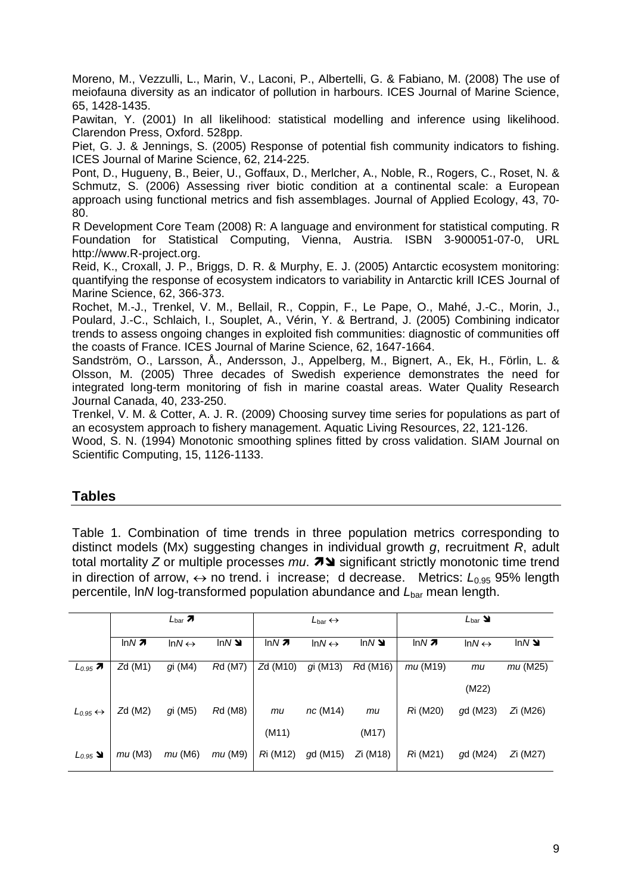Moreno, M., Vezzulli, L., Marin, V., Laconi, P., Albertelli, G. & Fabiano, M. (2008) The use of meiofauna diversity as an indicator of pollution in harbours. ICES Journal of Marine Science, 65, 1428-1435.

Pawitan, Y. (2001) In all likelihood: statistical modelling and inference using likelihood. Clarendon Press, Oxford. 528pp.

Piet, G. J. & Jennings, S. (2005) Response of potential fish community indicators to fishing. ICES Journal of Marine Science, 62, 214-225.

Pont, D., Hugueny, B., Beier, U., Goffaux, D., Merlcher, A., Noble, R., Rogers, C., Roset, N. & Schmutz, S. (2006) Assessing river biotic condition at a continental scale: a European approach using functional metrics and fish assemblages. Journal of Applied Ecology, 43, 70-80.

R Development Core Team (2008) R: A language and environment for statistical computing. R Foundation for Statistical Computing, Vienna, Austria. ISBN 3-900051-07-0, URL http://www.R-project.org.

Reid, K., Croxall, J. P., Briggs, D. R. & Murphy, E. J. (2005) Antarctic ecosystem monitoring: quantifying the response of ecosystem indicators to variability in Antarctic krill ICES Journal of Marine Science, 62, 366-373.

Rochet, M.-J., Trenkel, V. M., Bellail, R., Coppin, F., Le Pape, O., Mahé, J.-C., Morin, J., Poulard, J.-C., Schlaich, I., Souplet, A., Vérin, Y. & Bertrand, J. (2005) Combining indicator trends to assess ongoing changes in exploited fish communities: diagnostic of communities off the coasts of France. ICES Journal of Marine Science, 62, 1647-1664.

Sandström, O., Larsson, Å., Andersson, J., Appelberg, M., Bignert, A., Ek, H., Förlin, L. & Olsson, M. (2005) Three decades of Swedish experience demonstrates the need for integrated long-term monitoring of fish in marine coastal areas. Water Quality Research Journal Canada, 40, 233-250.

Trenkel, V. M. & Cotter, A. J. R. (2009) Choosing survey time series for populations as part of an ecosystem approach to fishery management. Aquatic Living Resources, 22, 121-126.

Wood, S. N. (1994) Monotonic smoothing splines fitted by cross validation. SIAM Journal on Scientific Computing, 15, 1126-1133.

## Tables

Table 1. Combination of time trends in three population metrics corresponding to distinct models (Mx) suggesting changes in individual growth *g*, recruitment *R*, adult total mortality *Z* or multiple processes *mu*. ➚➘ significant strictly monotonic time trend in direction of arrow, ↔ no trend. i increase; d decrease. Metrics: $L_{0.95}$ 95% length percentile, ln*N* log-transformed population abundance and $L_{bar}$ mean length.

| | $L_{bar}$ ➚ | | | $L_{bar}$ ↔ | | | $L_{bar}$ ➘ | | |
|---|---|---|---|---|---|---|---|---|---|
| | ln*N* ➚ | ln*N* ↔ | ln*N* ➘ | ln*N* ➚ | ln*N* ↔ | ln*N* ➘ | ln*N* ➚ | ln*N* ↔ | ln*N* ➘ |
| $L_{0.95}$ ➚ | *Z*d (M1) | *g*i (M4) | *R*d (M7) | *Z*d (M10) | *g*i (M13) | *R*d (M16) | *mu* (M19) | *mu* (M22) | *mu* (M25) |
| $L_{0.95}$ ↔ | *Z*d (M2) | *g*i (M5) | *R*d (M8) | *mu* (M11) | *nc* (M14) | *mu* (M17) | *R*i (M20) | *g*d (M23) | *Z*i (M26) |
| $L_{0.95}$ ➘ | *mu* (M3) | *mu* (M6) | *mu* (M9) | *R*i (M12) | *g*d (M15) | *Z*i (M18) | *R*i (M21) | *g*d (M24) | *Z*i (M27) |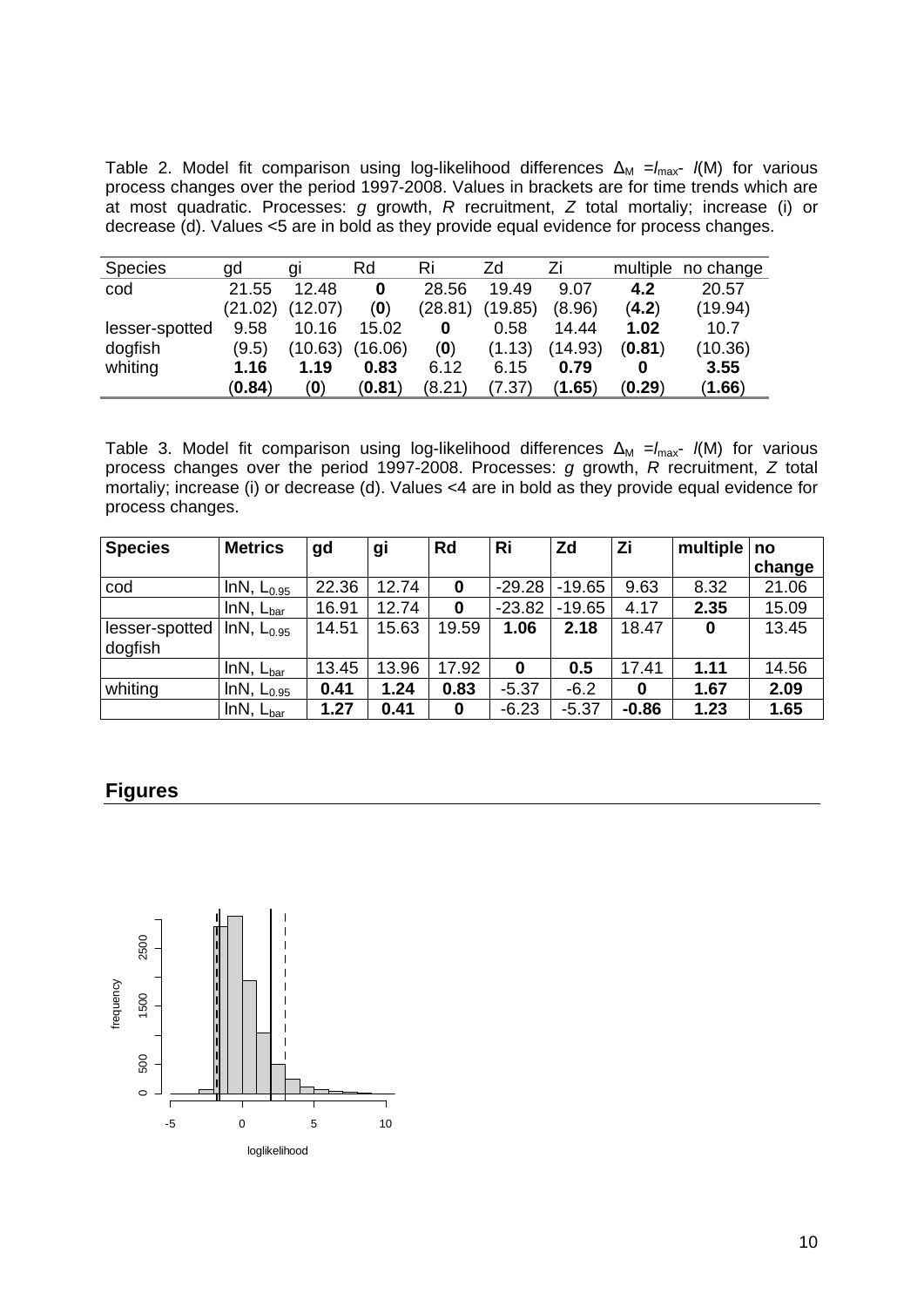Table 2. Model fit comparison using log-likelihood differences $\Delta_M = l_{max} - l(M)$ for various process changes over the period 1997-2008. Values in brackets are for time trends which are at most quadratic. Processes: *g* growth, *R* recruitment, *Z* total mortaliy; increase (i) or decrease (d). Values <5 are in bold as they provide equal evidence for process changes.

| Species | gd | gi | Rd | Ri | Zd | Zi | multiple | no change |
|---|---|---|---|---|---|---|---|---|
| cod | 21.55 | 12.48 | **0** | 28.56 | 19.49 | 9.07 | **4.2** | 20.57 |
| | (21.02) | (12.07) | (**0**) | (28.81) | (19.85) | (8.96) | (**4.2**) | (19.94) |
| lesser-spotted | 9.58 | 10.16 | 15.02 | **0** | 0.58 | 14.44 | **1.02** | 10.7 |
| dogfish | (9.5) | (10.63) | (16.06) | (**0**) | (1.13) | (14.93) | (**0.81**) | (10.36) |
| whiting | **1.16** | **1.19** | **0.83** | 6.12 | 6.15 | **0.79** | **0** | **3.55** |
| | (**0.84**) | (**0**) | (**0.81**) | (8.21) | (7.37) | (**1.65**) | (**0.29**) | (**1.66**) |

Table 3. Model fit comparison using log-likelihood differences $\Delta_M = l_{max} - l(M)$ for various process changes over the period 1997-2008. Processes: *g* growth, *R* recruitment, *Z* total mortaliy; increase (i) or decrease (d). Values <4 are in bold as they provide equal evidence for process changes.

| **Species** | **Metrics** | **gd** | **gi** | **Rd** | **Ri** | **Zd** | **Zi** | **multiple** | **no change** |
|---|---|---|---|---|---|---|---|---|---|
| cod | lnN, $L_{0.95}$ | 22.36 | 12.74 | **0** | -29.28 | -19.65 | 9.63 | 8.32 | 21.06 |
| | lnN, $L_{bar}$ | 16.91 | 12.74 | **0** | -23.82 | -19.65 | 4.17 | **2.35** | 15.09 |
| lesser-spotted dogfish | lnN, $L_{0.95}$ | 14.51 | 15.63 | 19.59 | **1.06** | **2.18** | 18.47 | **0** | 13.45 |
| | lnN, $L_{bar}$ | 13.45 | 13.96 | 17.92 | **0** | **0.5** | 17.41 | **1.11** | 14.56 |
| whiting | lnN, $L_{0.95}$ | **0.41** | **1.24** | **0.83** | -5.37 | -6.2 | **0** | **1.67** | **2.09** |
| | lnN, $L_{bar}$ | **1.27** | **0.41** | **0** | -6.23 | -5.37 | **-0.86** | **1.23** | **1.65** |

## Figures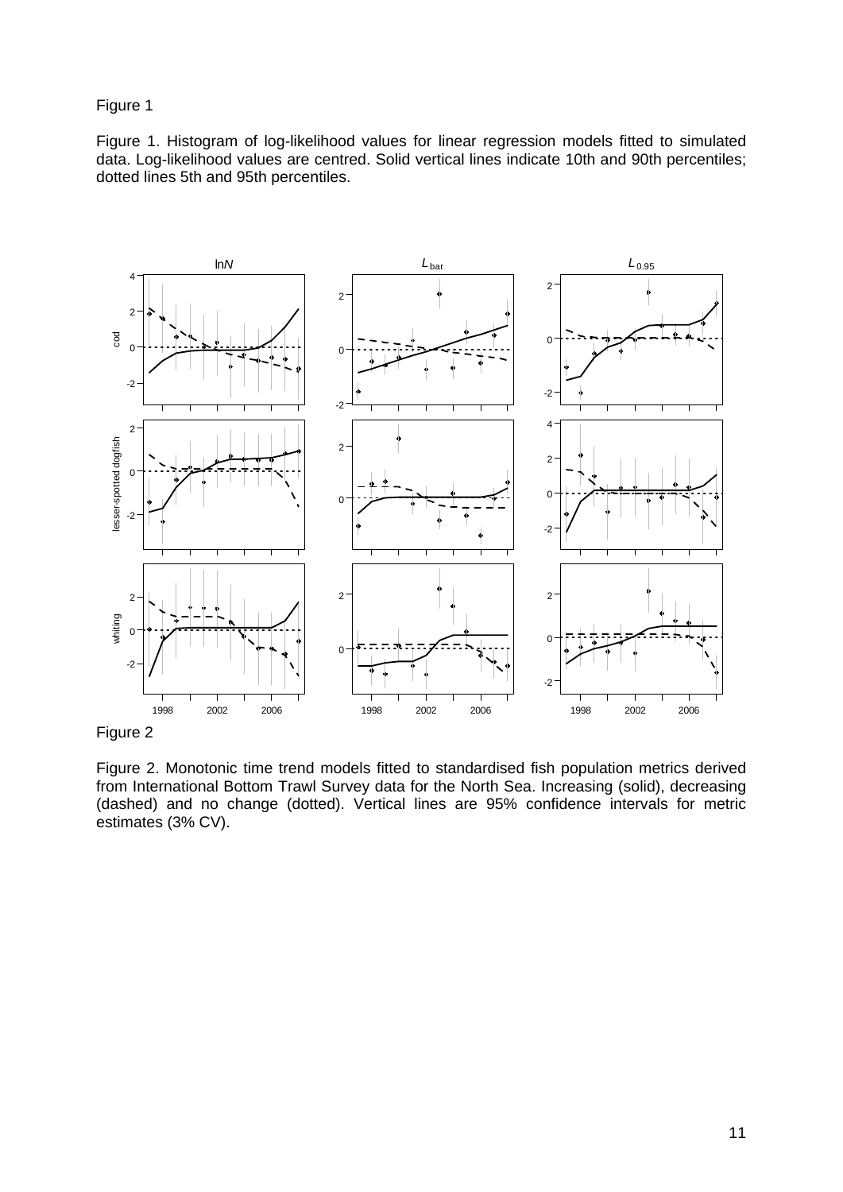Figure 1

Figure 1. Histogram of log-likelihood values for linear regression models fitted to simulated data. Log-likelihood values are centred. Solid vertical lines indicate 10th and 90th percentiles; dotted lines 5th and 95th percentiles.

Figure 2

Figure 2. Monotonic time trend models fitted to standardised fish population metrics derived from International Bottom Trawl Survey data for the North Sea. Increasing (solid), decreasing (dashed) and no change (dotted). Vertical lines are 95% confidence intervals for metric estimates (3% CV).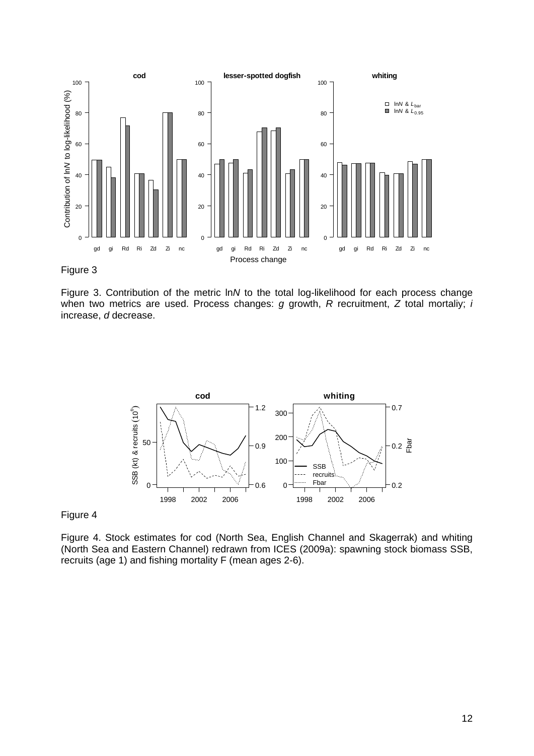cod

lesser-spotted dogfish

whiting

Contribution of ln*N* to log-likelihood (%)

100
80
60
40
20
0

gd gi Rd Ri Zd Zi nc

Process change

ln*N* & $L_{bar}$
ln*N* & $L_{0.95}$

Figure 3

Figure 3. Contribution of the metric ln*N* to the total log-likelihood for each process change when two metrics are used. Process changes: *g* growth, *R* recruitment, *Z* total mortaliy; *i* increase, *d* decrease.

cod

whiting

SSB (kt) & recruits ($10^6$)

Fbar

0
50
100
200
300

0.6
0.9
1.2

0.2
0.7

1998 2002 2006

SSB
recruits
Fbar

Figure 4

Figure 4. Stock estimates for cod (North Sea, English Channel and Skagerrak) and whiting (North Sea and Eastern Channel) redrawn from ICES (2009a): spawning stock biomass SSB, recruits (age 1) and fishing mortality F (mean ages 2-6).